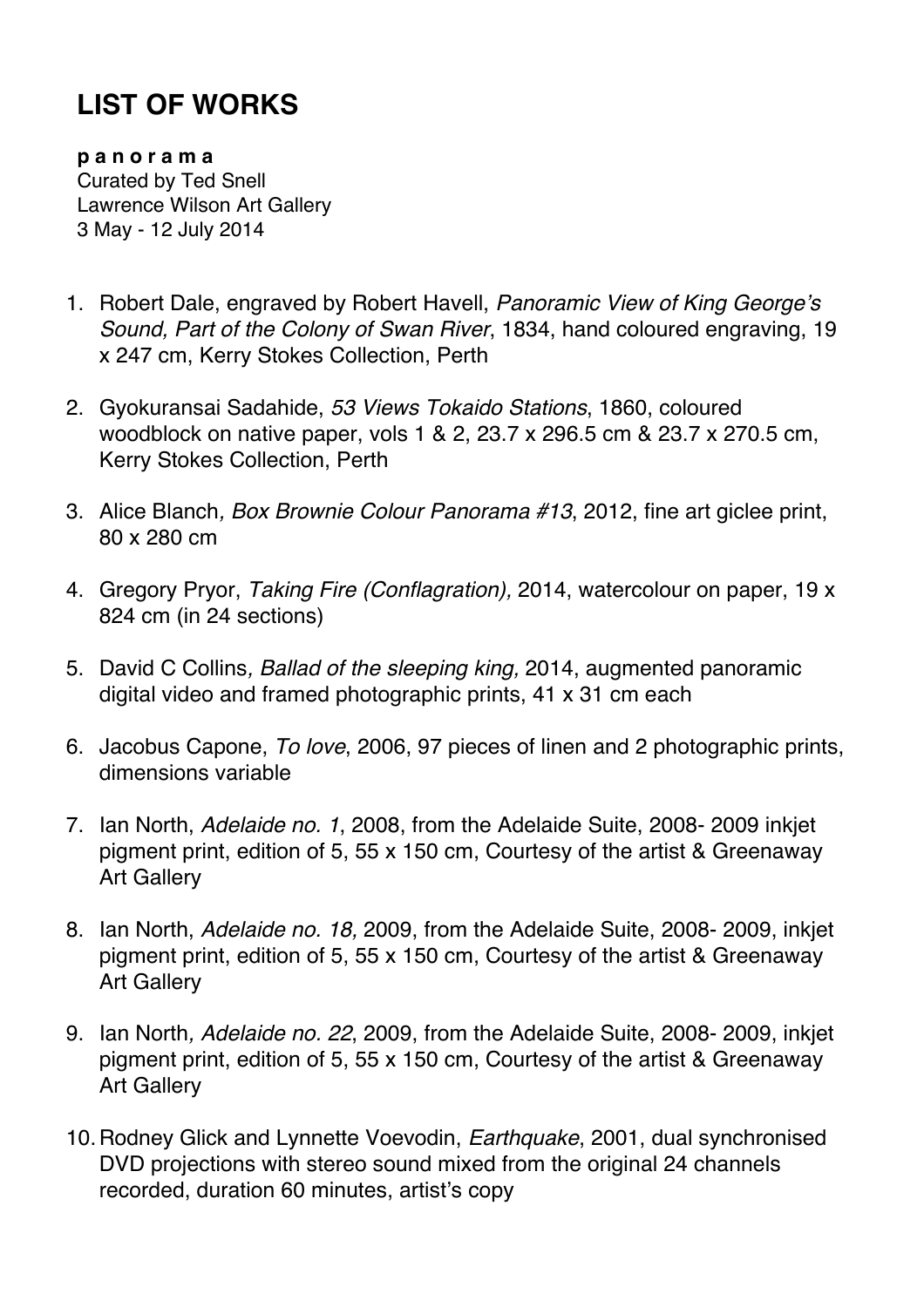# LIST OF WORKS

**p a n o r a m a**
Curated by Ted Snell
Lawrence Wilson Art Gallery
3 May - 12 July 2014

1. Robert Dale, engraved by Robert Havell, *Panoramic View of King George's Sound, Part of the Colony of Swan River*, 1834, hand coloured engraving, 19 x 247 cm, Kerry Stokes Collection, Perth

2. Gyokuransai Sadahide, *53 Views Tokaido Stations*, 1860, coloured woodblock on native paper, vols 1 & 2, 23.7 x 296.5 cm & 23.7 x 270.5 cm, Kerry Stokes Collection, Perth

3. Alice Blanch, *Box Brownie Colour Panorama #13*, 2012, fine art giclee print, 80 x 280 cm

4. Gregory Pryor, *Taking Fire (Conflagration),* 2014, watercolour on paper, 19 x 824 cm (in 24 sections)

5. David C Collins, *Ballad of the sleeping king,* 2014, augmented panoramic digital video and framed photographic prints, 41 x 31 cm each

6. Jacobus Capone, *To love*, 2006, 97 pieces of linen and 2 photographic prints, dimensions variable

7. Ian North, *Adelaide no. 1*, 2008, from the Adelaide Suite, 2008- 2009 inkjet pigment print, edition of 5, 55 x 150 cm, Courtesy of the artist & Greenaway Art Gallery

8. Ian North, *Adelaide no. 18,* 2009, from the Adelaide Suite, 2008- 2009, inkjet pigment print, edition of 5, 55 x 150 cm, Courtesy of the artist & Greenaway Art Gallery

9. Ian North, *Adelaide no. 22*, 2009, from the Adelaide Suite, 2008- 2009, inkjet pigment print, edition of 5, 55 x 150 cm, Courtesy of the artist & Greenaway Art Gallery

10. Rodney Glick and Lynnette Voevodin, *Earthquake*, 2001, dual synchronised DVD projections with stereo sound mixed from the original 24 channels recorded, duration 60 minutes, artist's copy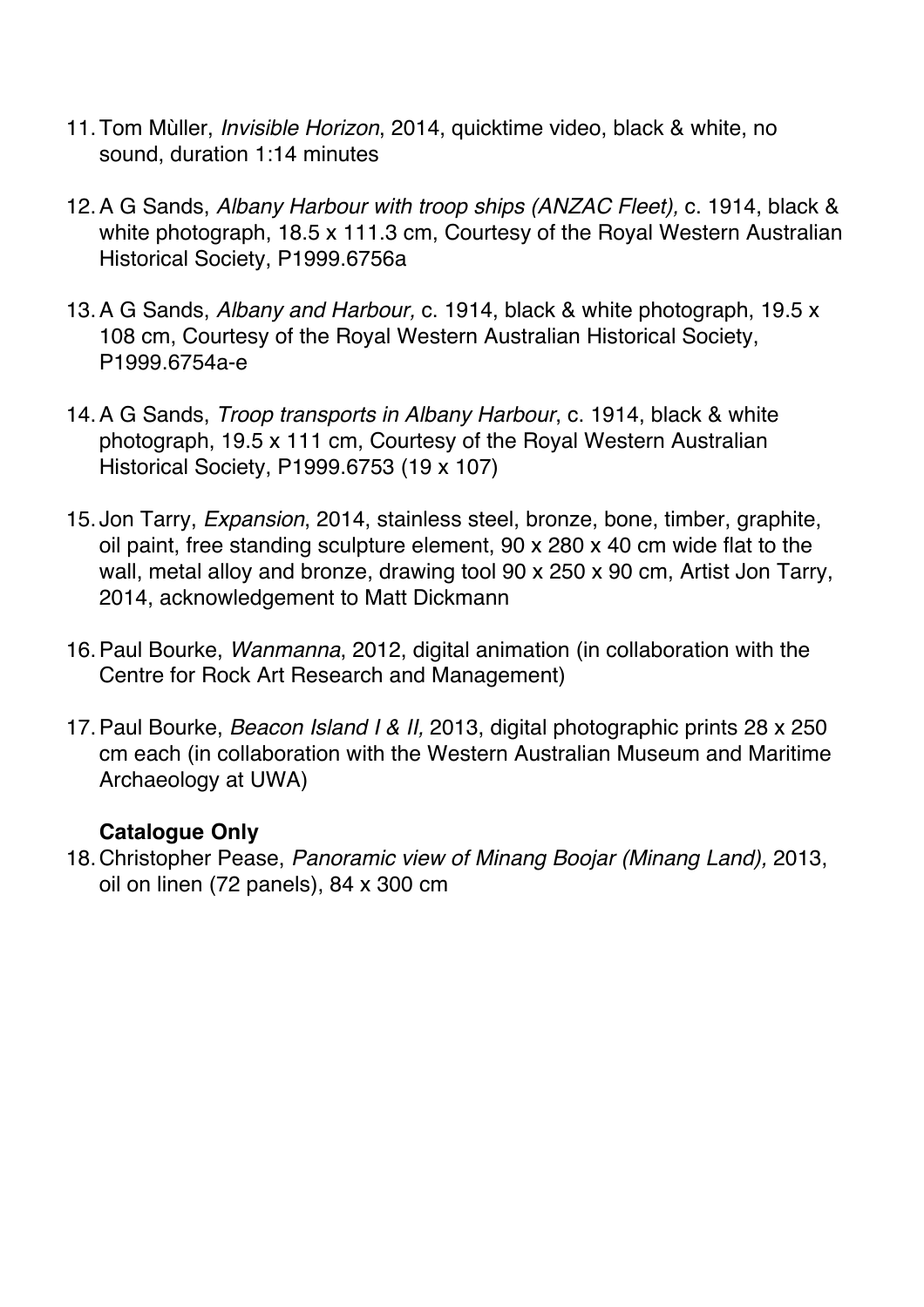11. Tom Mùller, *Invisible Horizon*, 2014, quicktime video, black & white, no sound, duration 1:14 minutes

12. A G Sands, *Albany Harbour with troop ships (ANZAC Fleet),* c. 1914, black & white photograph, 18.5 x 111.3 cm, Courtesy of the Royal Western Australian Historical Society, P1999.6756a

13. A G Sands, *Albany and Harbour,* c. 1914, black & white photograph, 19.5 x 108 cm, Courtesy of the Royal Western Australian Historical Society, P1999.6754a-e

14. A G Sands, *Troop transports in Albany Harbour*, c. 1914, black & white photograph, 19.5 x 111 cm, Courtesy of the Royal Western Australian Historical Society, P1999.6753 (19 x 107)

15. Jon Tarry, *Expansion*, 2014, stainless steel, bronze, bone, timber, graphite, oil paint, free standing sculpture element, 90 x 280 x 40 cm wide flat to the wall, metal alloy and bronze, drawing tool 90 x 250 x 90 cm, Artist Jon Tarry, 2014, acknowledgement to Matt Dickmann

16. Paul Bourke, *Wanmanna*, 2012, digital animation (in collaboration with the Centre for Rock Art Research and Management)

17. Paul Bourke, *Beacon Island I & II,* 2013, digital photographic prints 28 x 250 cm each (in collaboration with the Western Australian Museum and Maritime Archaeology at UWA)

**Catalogue Only**

18. Christopher Pease, *Panoramic view of Minang Boojar (Minang Land),* 2013, oil on linen (72 panels), 84 x 300 cm